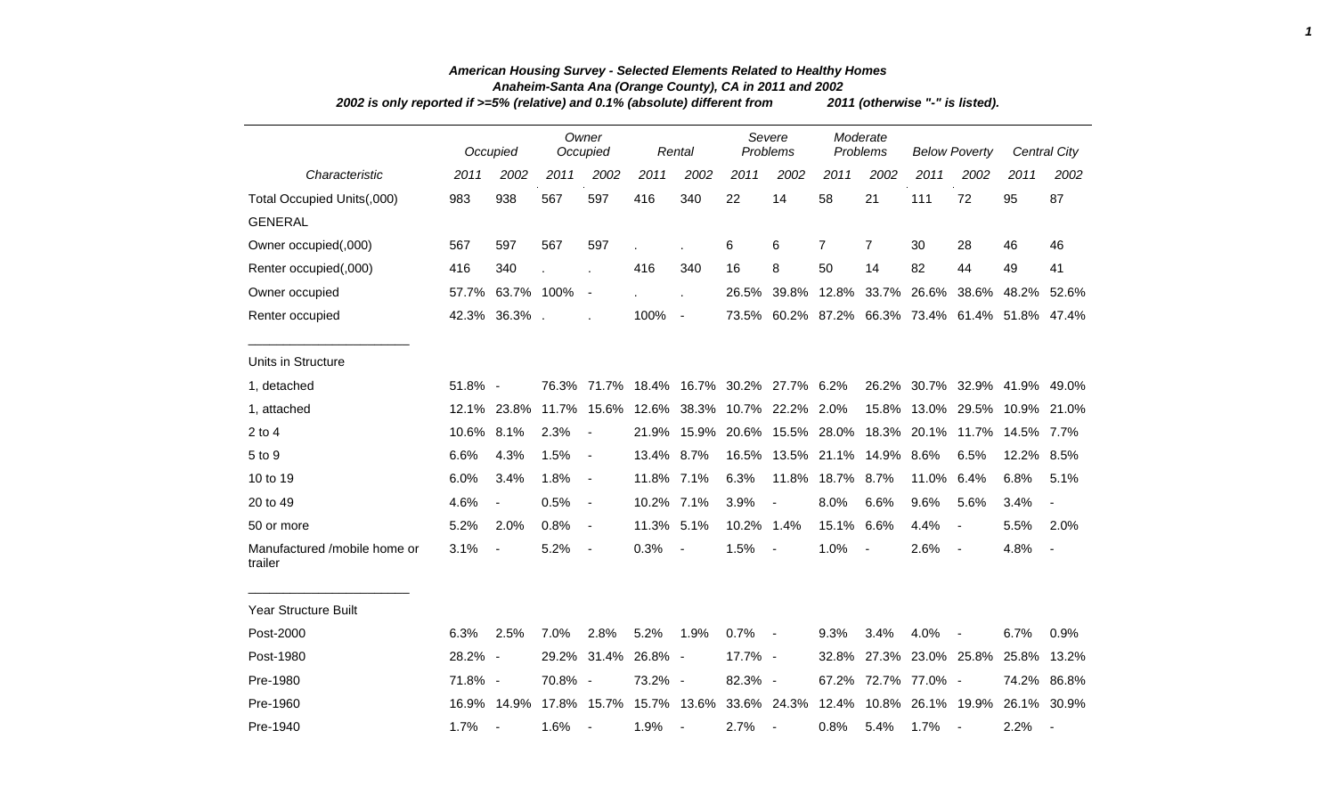***American Housing Survey - Selected Elements Related to Healthy Homes***
***Anaheim-Santa Ana (Orange County), CA in 2011 and 2002***
***2002 is only reported if >=5% (relative) and 0.1% (absolute) different from 2011 (otherwise "-" is listed).***

| | *Occupied* | | *Owner Occupied* | | *Rental* | | *Severe Problems* | | *Moderate Problems* | | *Below Poverty* | | *Central City* | |
|---|---|---|---|---|---|---|---|---|---|---|---|---|---|---|
| *Characteristic* | *2011* | *2002* | *2011* | *2002* | *2011* | *2002* | *2011* | *2002* | *2011* | *2002* | *2011* | *2002* | *2011* | *2002* |
| Total Occupied Units(,000) | 983 | 938 | 567 | 597 | 416 | 340 | 22 | 14 | 58 | 21 | 111 | 72 | 95 | 87 |
| GENERAL | | | | | | | | | | | | | | |
| Owner occupied(,000) | 567 | 597 | 567 | 597 | . | . | 6 | 6 | 7 | 7 | 30 | 28 | 46 | 46 |
| Renter occupied(,000) | 416 | 340 | . | . | 416 | 340 | 16 | 8 | 50 | 14 | 82 | 44 | 49 | 41 |
| Owner occupied | 57.7% | 63.7% | 100% | - | . | . | 26.5% | 39.8% | 12.8% | 33.7% | 26.6% | 38.6% | 48.2% | 52.6% |
| Renter occupied | 42.3% | 36.3% | . | . | 100% | - | 73.5% | 60.2% | 87.2% | 66.3% | 73.4% | 61.4% | 51.8% | 47.4% |
| Units in Structure | | | | | | | | | | | | | | |
| 1, detached | 51.8% | - | 76.3% | 71.7% | 18.4% | 16.7% | 30.2% | 27.7% | 6.2% | 26.2% | 30.7% | 32.9% | 41.9% | 49.0% |
| 1, attached | 12.1% | 23.8% | 11.7% | 15.6% | 12.6% | 38.3% | 10.7% | 22.2% | 2.0% | 15.8% | 13.0% | 29.5% | 10.9% | 21.0% |
| 2 to 4 | 10.6% | 8.1% | 2.3% | - | 21.9% | 15.9% | 20.6% | 15.5% | 28.0% | 18.3% | 20.1% | 11.7% | 14.5% | 7.7% |
| 5 to 9 | 6.6% | 4.3% | 1.5% | - | 13.4% | 8.7% | 16.5% | 13.5% | 21.1% | 14.9% | 8.6% | 6.5% | 12.2% | 8.5% |
| 10 to 19 | 6.0% | 3.4% | 1.8% | - | 11.8% | 7.1% | 6.3% | 11.8% | 18.7% | 8.7% | 11.0% | 6.4% | 6.8% | 5.1% |
| 20 to 49 | 4.6% | - | 0.5% | - | 10.2% | 7.1% | 3.9% | - | 8.0% | 6.6% | 9.6% | 5.6% | 3.4% | - |
| 50 or more | 5.2% | 2.0% | 0.8% | - | 11.3% | 5.1% | 10.2% | 1.4% | 15.1% | 6.6% | 4.4% | - | 5.5% | 2.0% |
| Manufactured /mobile home or trailer | 3.1% | - | 5.2% | - | 0.3% | - | 1.5% | - | 1.0% | - | 2.6% | - | 4.8% | - |
| Year Structure Built | | | | | | | | | | | | | | |
| Post-2000 | 6.3% | 2.5% | 7.0% | 2.8% | 5.2% | 1.9% | 0.7% | - | 9.3% | 3.4% | 4.0% | - | 6.7% | 0.9% |
| Post-1980 | 28.2% | - | 29.2% | 31.4% | 26.8% | - | 17.7% | - | 32.8% | 27.3% | 23.0% | 25.8% | 25.8% | 13.2% |
| Pre-1980 | 71.8% | - | 70.8% | - | 73.2% | - | 82.3% | - | 67.2% | 72.7% | 77.0% | - | 74.2% | 86.8% |
| Pre-1960 | 16.9% | 14.9% | 17.8% | 15.7% | 15.7% | 13.6% | 33.6% | 24.3% | 12.4% | 10.8% | 26.1% | 19.9% | 26.1% | 30.9% |
| Pre-1940 | 1.7% | - | 1.6% | - | 1.9% | - | 2.7% | - | 0.8% | 5.4% | 1.7% | - | 2.2% | - |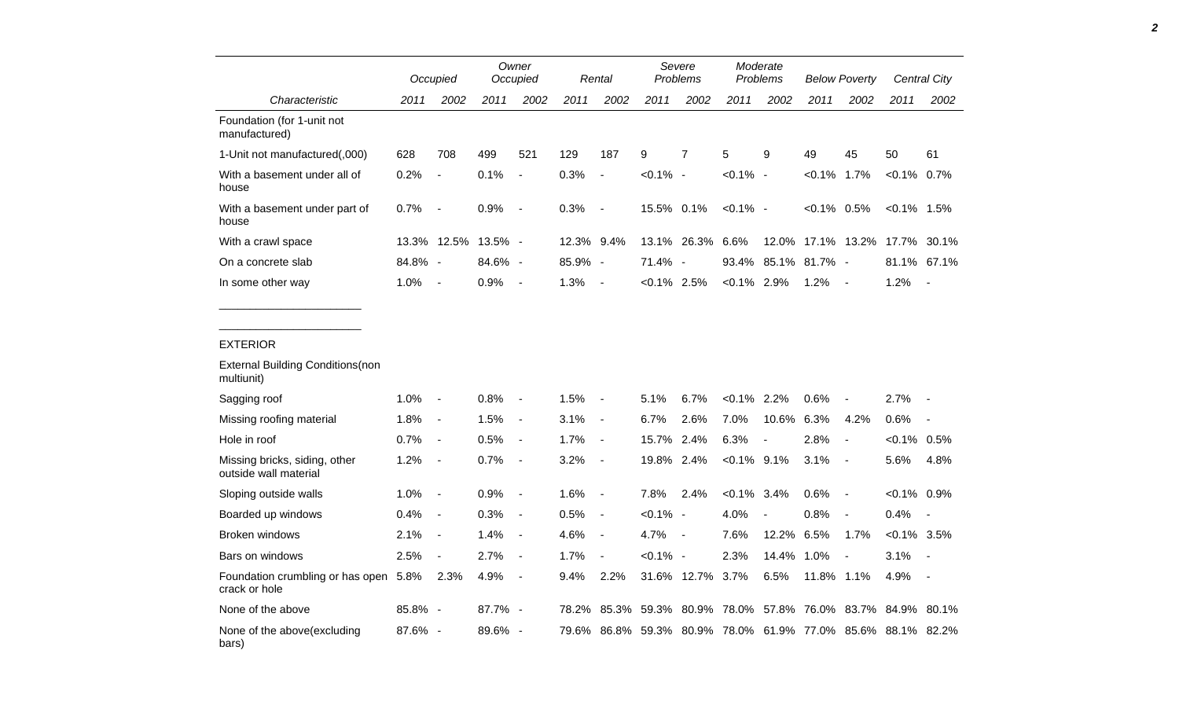| Characteristic | Occupied | | Owner Occupied | | Rental | | Severe Problems | | Moderate Problems | | Below Poverty | | Central City | |
|---|---|---|---|---|---|---|---|---|---|---|---|---|---|---|
| | 2011 | 2002 | 2011 | 2002 | 2011 | 2002 | 2011 | 2002 | 2011 | 2002 | 2011 | 2002 | 2011 | 2002 |
| Foundation (for 1-unit not manufactured) | | | | | | | | | | | | | | |
| 1-Unit not manufactured(,000) | 628 | 708 | 499 | 521 | 129 | 187 | 9 | 7 | 5 | 9 | 49 | 45 | 50 | 61 |
| With a basement under all of house | 0.2% | - | 0.1% | - | 0.3% | - | <0.1% | - | <0.1% | - | <0.1% | 1.7% | <0.1% | 0.7% |
| With a basement under part of house | 0.7% | - | 0.9% | - | 0.3% | - | 15.5% | 0.1% | <0.1% | - | <0.1% | 0.5% | <0.1% | 1.5% |
| With a crawl space | 13.3% | 12.5% | 13.5% | - | 12.3% | 9.4% | 13.1% | 26.3% | 6.6% | 12.0% | 17.1% | 13.2% | 17.7% | 30.1% |
| On a concrete slab | 84.8% | - | 84.6% | - | 85.9% | - | 71.4% | - | 93.4% | 85.1% | 81.7% | - | 81.1% | 67.1% |
| In some other way | 1.0% | - | 0.9% | - | 1.3% | - | <0.1% | 2.5% | <0.1% | 2.9% | 1.2% | - | 1.2% | - |
| EXTERIOR | | | | | | | | | | | | | | |
| External Building Conditions(non multiunit) | | | | | | | | | | | | | | |
| Sagging roof | 1.0% | - | 0.8% | - | 1.5% | - | 5.1% | 6.7% | <0.1% | 2.2% | 0.6% | - | 2.7% | - |
| Missing roofing material | 1.8% | - | 1.5% | - | 3.1% | - | 6.7% | 2.6% | 7.0% | 10.6% | 6.3% | 4.2% | 0.6% | - |
| Hole in roof | 0.7% | - | 0.5% | - | 1.7% | - | 15.7% | 2.4% | 6.3% | - | 2.8% | - | <0.1% | 0.5% |
| Missing bricks, siding, other outside wall material | 1.2% | - | 0.7% | - | 3.2% | - | 19.8% | 2.4% | <0.1% | 9.1% | 3.1% | - | 5.6% | 4.8% |
| Sloping outside walls | 1.0% | - | 0.9% | - | 1.6% | - | 7.8% | 2.4% | <0.1% | 3.4% | 0.6% | - | <0.1% | 0.9% |
| Boarded up windows | 0.4% | - | 0.3% | - | 0.5% | - | <0.1% | - | 4.0% | - | 0.8% | - | 0.4% | - |
| Broken windows | 2.1% | - | 1.4% | - | 4.6% | - | 4.7% | - | 7.6% | 12.2% | 6.5% | 1.7% | <0.1% | 3.5% |
| Bars on windows | 2.5% | - | 2.7% | - | 1.7% | - | <0.1% | - | 2.3% | 14.4% | 1.0% | - | 3.1% | - |
| Foundation crumbling or has open crack or hole | 5.8% | 2.3% | 4.9% | - | 9.4% | 2.2% | 31.6% | 12.7% | 3.7% | 6.5% | 11.8% | 1.1% | 4.9% | - |
| None of the above | 85.8% | - | 87.7% | - | 78.2% | 85.3% | 59.3% | 80.9% | 78.0% | 57.8% | 76.0% | 83.7% | 84.9% | 80.1% |
| None of the above(excluding bars) | 87.6% | - | 89.6% | - | 79.6% | 86.8% | 59.3% | 80.9% | 78.0% | 61.9% | 77.0% | 85.6% | 88.1% | 82.2% |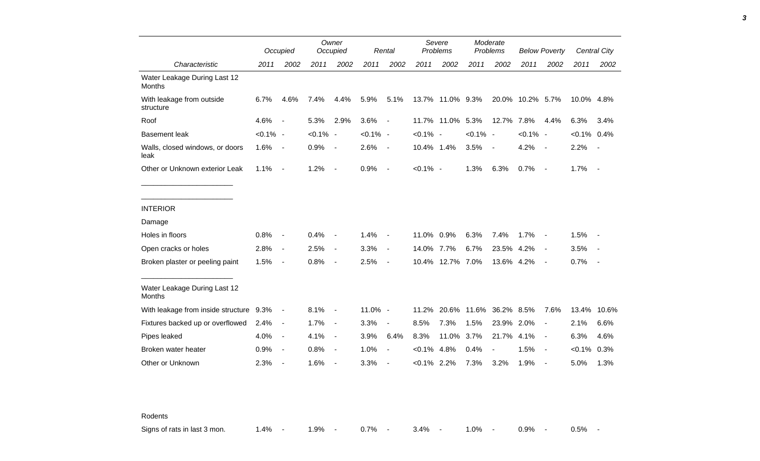| Characteristic | Occupied | | Owner Occupied | | Rental | | Severe Problems | | Moderate Problems | | Below Poverty | | Central City | |
|---|---|---|---|---|---|---|---|---|---|---|---|---|---|---|
| | 2011 | 2002 | 2011 | 2002 | 2011 | 2002 | 2011 | 2002 | 2011 | 2002 | 2011 | 2002 | 2011 | 2002 |
| Water Leakage During Last 12 Months | | | | | | | | | | | | | | |
| With leakage from outside structure | 6.7% | 4.6% | 7.4% | 4.4% | 5.9% | 5.1% | 13.7% | 11.0% | 9.3% | 20.0% | 10.2% | 5.7% | 10.0% | 4.8% |
| Roof | 4.6% | - | 5.3% | 2.9% | 3.6% | - | 11.7% | 11.0% | 5.3% | 12.7% | 7.8% | 4.4% | 6.3% | 3.4% |
| Basement leak | <0.1% | - | <0.1% | - | <0.1% | - | <0.1% | - | <0.1% | - | <0.1% | - | <0.1% | 0.4% |
| Walls, closed windows, or doors leak | 1.6% | - | 0.9% | - | 2.6% | - | 10.4% | 1.4% | 3.5% | - | 4.2% | - | 2.2% | - |
| Other or Unknown exterior Leak | 1.1% | - | 1.2% | - | 0.9% | - | <0.1% | - | 1.3% | 6.3% | 0.7% | - | 1.7% | - |
| INTERIOR | | | | | | | | | | | | | | |
| Damage | | | | | | | | | | | | | | |
| Holes in floors | 0.8% | - | 0.4% | - | 1.4% | - | 11.0% | 0.9% | 6.3% | 7.4% | 1.7% | - | 1.5% | - |
| Open cracks or holes | 2.8% | - | 2.5% | - | 3.3% | - | 14.0% | 7.7% | 6.7% | 23.5% | 4.2% | - | 3.5% | - |
| Broken plaster or peeling paint | 1.5% | - | 0.8% | - | 2.5% | - | 10.4% | 12.7% | 7.0% | 13.6% | 4.2% | - | 0.7% | - |
| Water Leakage During Last 12 Months | | | | | | | | | | | | | | |
| With leakage from inside structure | 9.3% | - | 8.1% | - | 11.0% | - | 11.2% | 20.6% | 11.6% | 36.2% | 8.5% | 7.6% | 13.4% | 10.6% |
| Fixtures backed up or overflowed | 2.4% | - | 1.7% | - | 3.3% | - | 8.5% | 7.3% | 1.5% | 23.9% | 2.0% | - | 2.1% | 6.6% |
| Pipes leaked | 4.0% | - | 4.1% | - | 3.9% | 6.4% | 8.3% | 11.0% | 3.7% | 21.7% | 4.1% | - | 6.3% | 4.6% |
| Broken water heater | 0.9% | - | 0.8% | - | 1.0% | - | <0.1% | 4.8% | 0.4% | - | 1.5% | - | <0.1% | 0.3% |
| Other or Unknown | 2.3% | - | 1.6% | - | 3.3% | - | <0.1% | 2.2% | 7.3% | 3.2% | 1.9% | - | 5.0% | 1.3% |
| Rodents | | | | | | | | | | | | | | |
| Signs of rats in last 3 mon. | 1.4% | - | 1.9% | - | 0.7% | - | 3.4% | - | 1.0% | - | 0.9% | - | 0.5% | - |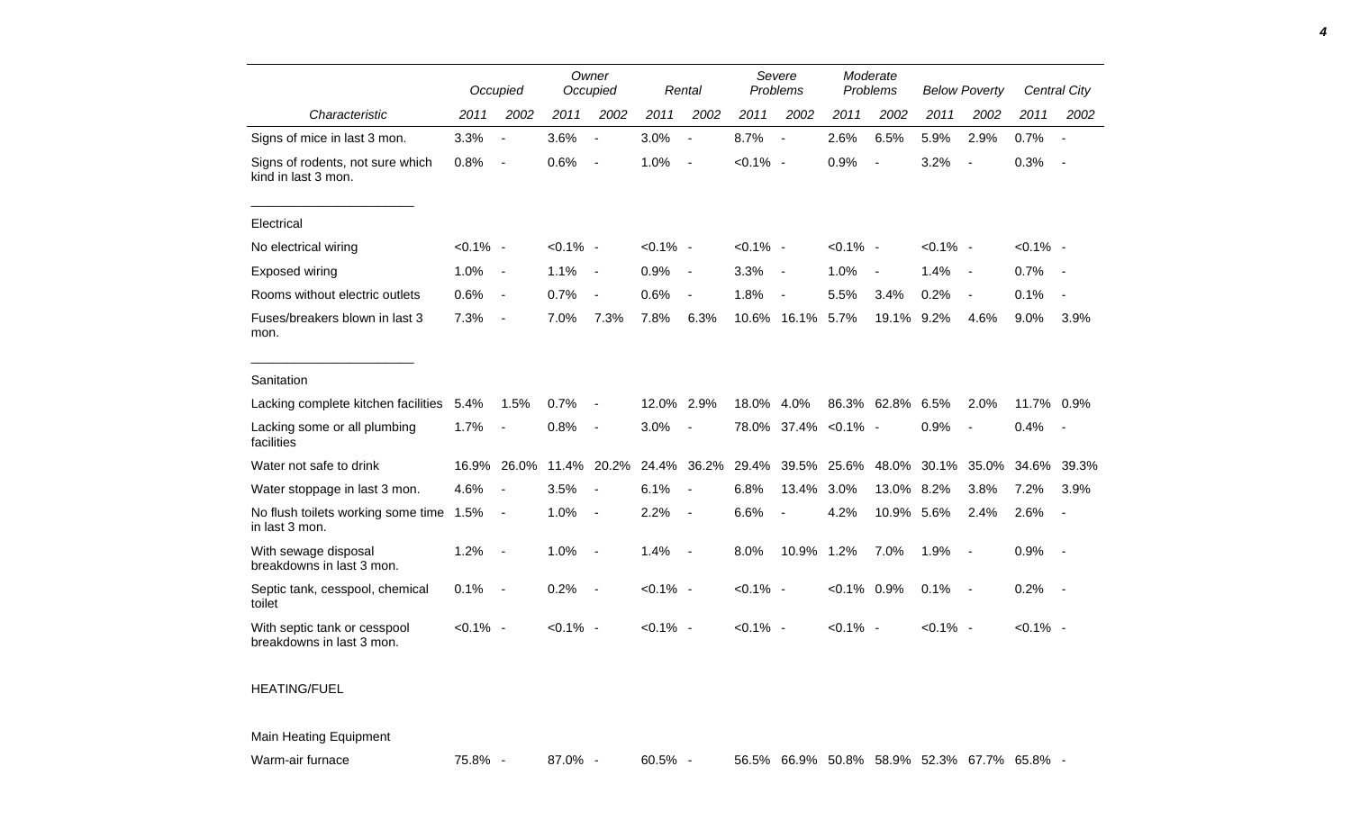| Characteristic | Occupied | | Owner Occupied | | Rental | | Severe Problems | | Moderate Problems | | Below Poverty | | Central City | |
|---|---|---|---|---|---|---|---|---|---|---|---|---|---|---|
| | 2011 | 2002 | 2011 | 2002 | 2011 | 2002 | 2011 | 2002 | 2011 | 2002 | 2011 | 2002 | 2011 | 2002 |
| Signs of mice in last 3 mon. | 3.3% | - | 3.6% | - | 3.0% | - | 8.7% | - | 2.6% | 6.5% | 5.9% | 2.9% | 0.7% | - |
| Signs of rodents, not sure which kind in last 3 mon. | 0.8% | - | 0.6% | - | 1.0% | - | <0.1% | - | 0.9% | - | 3.2% | - | 0.3% | - |
| Electrical | | | | | | | | | | | | | | |
| No electrical wiring | <0.1% | - | <0.1% | - | <0.1% | - | <0.1% | - | <0.1% | - | <0.1% | - | <0.1% | - |
| Exposed wiring | 1.0% | - | 1.1% | - | 0.9% | - | 3.3% | - | 1.0% | - | 1.4% | - | 0.7% | - |
| Rooms without electric outlets | 0.6% | - | 0.7% | - | 0.6% | - | 1.8% | - | 5.5% | 3.4% | 0.2% | - | 0.1% | - |
| Fuses/breakers blown in last 3 mon. | 7.3% | - | 7.0% | 7.3% | 7.8% | 6.3% | 10.6% | 16.1% | 5.7% | 19.1% | 9.2% | 4.6% | 9.0% | 3.9% |
| Sanitation | | | | | | | | | | | | | | |
| Lacking complete kitchen facilities | 5.4% | 1.5% | 0.7% | - | 12.0% | 2.9% | 18.0% | 4.0% | 86.3% | 62.8% | 6.5% | 2.0% | 11.7% | 0.9% |
| Lacking some or all plumbing facilities | 1.7% | - | 0.8% | - | 3.0% | - | 78.0% | 37.4% | <0.1% | - | 0.9% | - | 0.4% | - |
| Water not safe to drink | 16.9% | 26.0% | 11.4% | 20.2% | 24.4% | 36.2% | 29.4% | 39.5% | 25.6% | 48.0% | 30.1% | 35.0% | 34.6% | 39.3% |
| Water stoppage in last 3 mon. | 4.6% | - | 3.5% | - | 6.1% | - | 6.8% | 13.4% | 3.0% | 13.0% | 8.2% | 3.8% | 7.2% | 3.9% |
| No flush toilets working some time in last 3 mon. | 1.5% | - | 1.0% | - | 2.2% | - | 6.6% | - | 4.2% | 10.9% | 5.6% | 2.4% | 2.6% | - |
| With sewage disposal breakdowns in last 3 mon. | 1.2% | - | 1.0% | - | 1.4% | - | 8.0% | 10.9% | 1.2% | 7.0% | 1.9% | - | 0.9% | - |
| Septic tank, cesspool, chemical toilet | 0.1% | - | 0.2% | - | <0.1% | - | <0.1% | - | <0.1% | 0.9% | 0.1% | - | 0.2% | - |
| With septic tank or cesspool breakdowns in last 3 mon. | <0.1% | - | <0.1% | - | <0.1% | - | <0.1% | - | <0.1% | - | <0.1% | - | <0.1% | - |
| HEATING/FUEL | | | | | | | | | | | | | | |
| Main Heating Equipment | | | | | | | | | | | | | | |
| Warm-air furnace | 75.8% | - | 87.0% | - | 60.5% | - | 56.5% | 66.9% | 50.8% | 58.9% | 52.3% | 67.7% | 65.8% | - |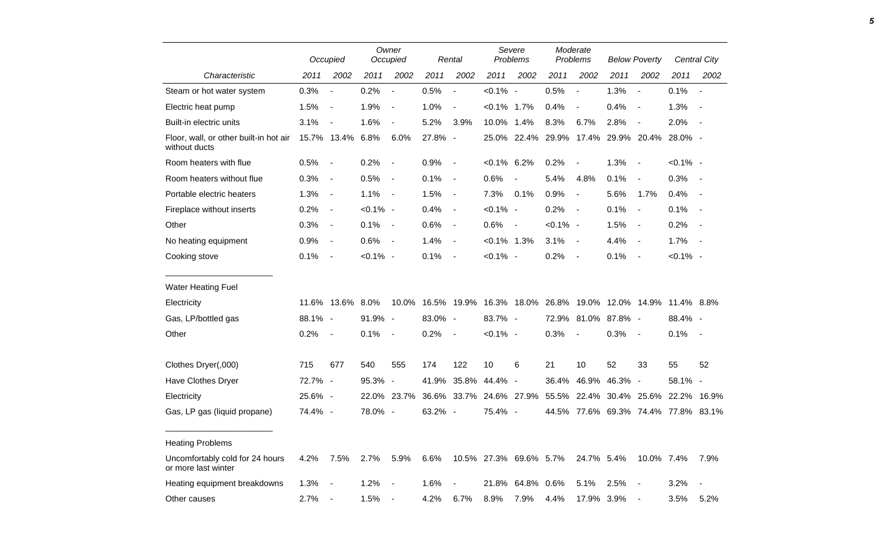| Characteristic | Occupied | | Owner Occupied | | Rental | | Severe Problems | | Moderate Problems | | Below Poverty | | Central City | |
|---|---|---|---|---|---|---|---|---|---|---|---|---|---|---|
| | 2011 | 2002 | 2011 | 2002 | 2011 | 2002 | 2011 | 2002 | 2011 | 2002 | 2011 | 2002 | 2011 | 2002 |
| Steam or hot water system | 0.3% | - | 0.2% | - | 0.5% | - | <0.1% | - | 0.5% | - | 1.3% | - | 0.1% | - |
| Electric heat pump | 1.5% | - | 1.9% | - | 1.0% | - | <0.1% | 1.7% | 0.4% | - | 0.4% | - | 1.3% | - |
| Built-in electric units | 3.1% | - | 1.6% | - | 5.2% | 3.9% | 10.0% | 1.4% | 8.3% | 6.7% | 2.8% | - | 2.0% | - |
| Floor, wall, or other built-in hot air without ducts | 15.7% | 13.4% | 6.8% | 6.0% | 27.8% | - | 25.0% | 22.4% | 29.9% | 17.4% | 29.9% | 20.4% | 28.0% | - |
| Room heaters with flue | 0.5% | - | 0.2% | - | 0.9% | - | <0.1% | 6.2% | 0.2% | - | 1.3% | - | <0.1% | - |
| Room heaters without flue | 0.3% | - | 0.5% | - | 0.1% | - | 0.6% | - | 5.4% | 4.8% | 0.1% | - | 0.3% | - |
| Portable electric heaters | 1.3% | - | 1.1% | - | 1.5% | - | 7.3% | 0.1% | 0.9% | - | 5.6% | 1.7% | 0.4% | - |
| Fireplace without inserts | 0.2% | - | <0.1% | - | 0.4% | - | <0.1% | - | 0.2% | - | 0.1% | - | 0.1% | - |
| Other | 0.3% | - | 0.1% | - | 0.6% | - | 0.6% | - | <0.1% | - | 1.5% | - | 0.2% | - |
| No heating equipment | 0.9% | - | 0.6% | - | 1.4% | - | <0.1% | 1.3% | 3.1% | - | 4.4% | - | 1.7% | - |
| Cooking stove | 0.1% | - | <0.1% | - | 0.1% | - | <0.1% | - | 0.2% | - | 0.1% | - | <0.1% | - |
| **Water Heating Fuel** | | | | | | | | | | | | | | |
| Electricity | 11.6% | 13.6% | 8.0% | 10.0% | 16.5% | 19.9% | 16.3% | 18.0% | 26.8% | 19.0% | 12.0% | 14.9% | 11.4% | 8.8% |
| Gas, LP/bottled gas | 88.1% | - | 91.9% | - | 83.0% | - | 83.7% | - | 72.9% | 81.0% | 87.8% | - | 88.4% | - |
| Other | 0.2% | - | 0.1% | - | 0.2% | - | <0.1% | - | 0.3% | - | 0.3% | - | 0.1% | - |
| Clothes Dryer(,000) | 715 | 677 | 540 | 555 | 174 | 122 | 10 | 6 | 21 | 10 | 52 | 33 | 55 | 52 |
| Have Clothes Dryer | 72.7% | - | 95.3% | - | 41.9% | 35.8% | 44.4% | - | 36.4% | 46.9% | 46.3% | - | 58.1% | - |
| Electricity | 25.6% | - | 22.0% | 23.7% | 36.6% | 33.7% | 24.6% | 27.9% | 55.5% | 22.4% | 30.4% | 25.6% | 22.2% | 16.9% |
| Gas, LP gas (liquid propane) | 74.4% | - | 78.0% | - | 63.2% | - | 75.4% | - | 44.5% | 77.6% | 69.3% | 74.4% | 77.8% | 83.1% |
| **Heating Problems** | | | | | | | | | | | | | | |
| Uncomfortably cold for 24 hours or more last winter | 4.2% | 7.5% | 2.7% | 5.9% | 6.6% | 10.5% | 27.3% | 69.6% | 5.7% | 24.7% | 5.4% | 10.0% | 7.4% | 7.9% |
| Heating equipment breakdowns | 1.3% | - | 1.2% | - | 1.6% | - | 21.8% | 64.8% | 0.6% | 5.1% | 2.5% | - | 3.2% | - |
| Other causes | 2.7% | - | 1.5% | - | 4.2% | 6.7% | 8.9% | 7.9% | 4.4% | 17.9% | 3.9% | - | 3.5% | 5.2% |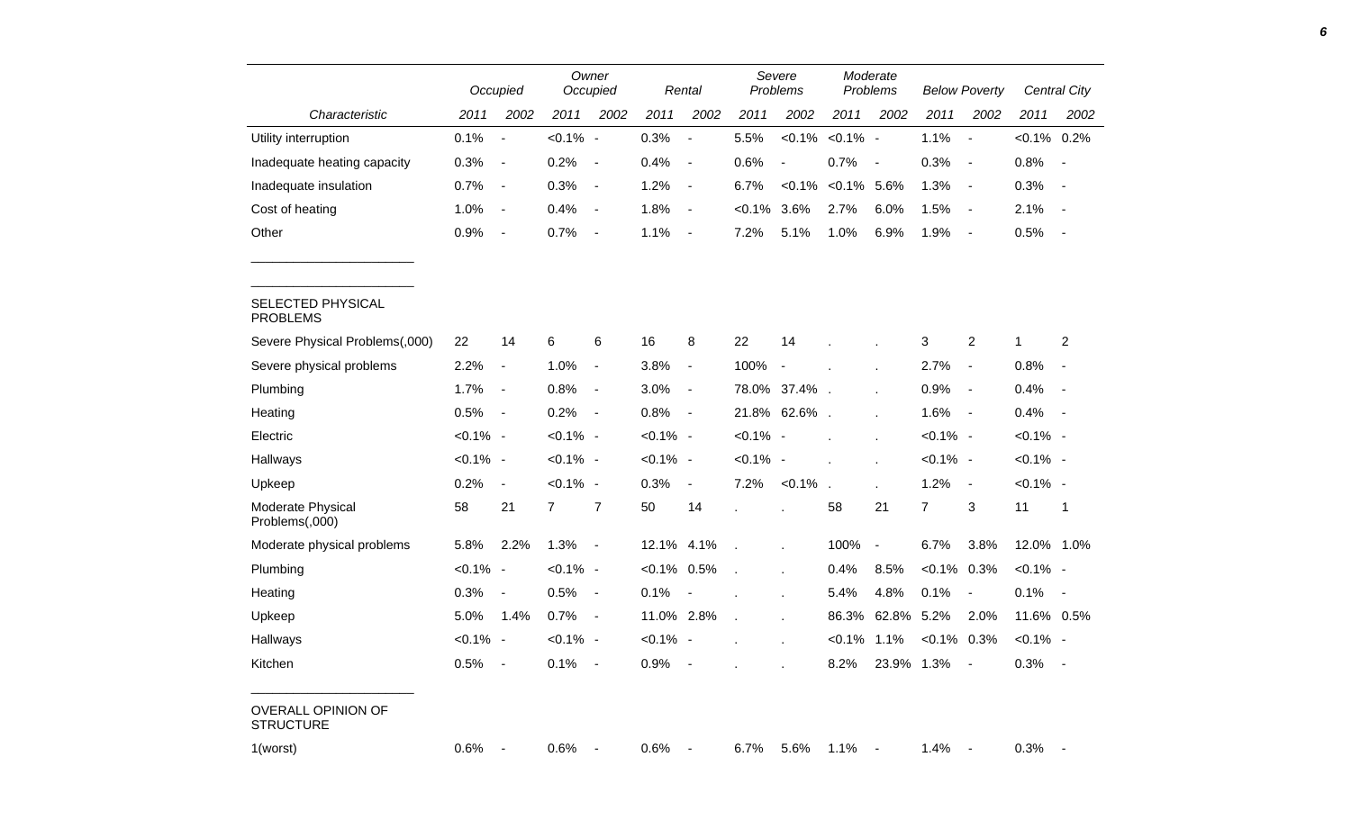| Characteristic | Occupied 2011 | Occupied 2002 | Owner Occupied 2011 | Owner Occupied 2002 | Rental 2011 | Rental 2002 | Severe Problems 2011 | Severe Problems 2002 | Moderate Problems 2011 | Moderate Problems 2002 | Below Poverty 2011 | Below Poverty 2002 | Central City 2011 | Central City 2002 |
|---|---|---|---|---|---|---|---|---|---|---|---|---|---|---|
| Utility interruption | 0.1% | - | <0.1% | - | 0.3% | - | 5.5% | <0.1% | <0.1% | - | 1.1% | - | <0.1% | 0.2% |
| Inadequate heating capacity | 0.3% | - | 0.2% | - | 0.4% | - | 0.6% | - | 0.7% | - | 0.3% | - | 0.8% | - |
| Inadequate insulation | 0.7% | - | 0.3% | - | 1.2% | - | 6.7% | <0.1% | <0.1% | 5.6% | 1.3% | - | 0.3% | - |
| Cost of heating | 1.0% | - | 0.4% | - | 1.8% | - | <0.1% | 3.6% | 2.7% | 6.0% | 1.5% | - | 2.1% | - |
| Other | 0.9% | - | 0.7% | - | 1.1% | - | 7.2% | 5.1% | 1.0% | 6.9% | 1.9% | - | 0.5% | - |
| SELECTED PHYSICAL PROBLEMS | | | | | | | | | | | | | | |
| Severe Physical Problems(,000) | 22 | 14 | 6 | 6 | 16 | 8 | 22 | 14 | . | . | 3 | 2 | 1 | 2 |
| Severe physical problems | 2.2% | - | 1.0% | - | 3.8% | - | 100% | - | . | . | 2.7% | - | 0.8% | - |
| Plumbing | 1.7% | - | 0.8% | - | 3.0% | - | 78.0% | 37.4% | . | . | 0.9% | - | 0.4% | - |
| Heating | 0.5% | - | 0.2% | - | 0.8% | - | 21.8% | 62.6% | . | . | 1.6% | - | 0.4% | - |
| Electric | <0.1% | - | <0.1% | - | <0.1% | - | <0.1% | - | . | . | <0.1% | - | <0.1% | - |
| Hallways | <0.1% | - | <0.1% | - | <0.1% | - | <0.1% | - | . | . | <0.1% | - | <0.1% | - |
| Upkeep | 0.2% | - | <0.1% | - | 0.3% | - | 7.2% | <0.1% | . | . | 1.2% | - | <0.1% | - |
| Moderate Physical Problems(,000) | 58 | 21 | 7 | 7 | 50 | 14 | . | . | 58 | 21 | 7 | 3 | 11 | 1 |
| Moderate physical problems | 5.8% | 2.2% | 1.3% | - | 12.1% | 4.1% | . | . | 100% | - | 6.7% | 3.8% | 12.0% | 1.0% |
| Plumbing | <0.1% | - | <0.1% | - | <0.1% | 0.5% | . | . | 0.4% | 8.5% | <0.1% | 0.3% | <0.1% | - |
| Heating | 0.3% | - | 0.5% | - | 0.1% | - | . | . | 5.4% | 4.8% | 0.1% | - | 0.1% | - |
| Upkeep | 5.0% | 1.4% | 0.7% | - | 11.0% | 2.8% | . | . | 86.3% | 62.8% | 5.2% | 2.0% | 11.6% | 0.5% |
| Hallways | <0.1% | - | <0.1% | - | <0.1% | - | . | . | <0.1% | 1.1% | <0.1% | 0.3% | <0.1% | - |
| Kitchen | 0.5% | - | 0.1% | - | 0.9% | - | . | . | 8.2% | 23.9% | 1.3% | - | 0.3% | - |
| OVERALL OPINION OF STRUCTURE | | | | | | | | | | | | | | |
| 1(worst) | 0.6% | - | 0.6% | - | 0.6% | - | 6.7% | 5.6% | 1.1% | - | 1.4% | - | 0.3% | - |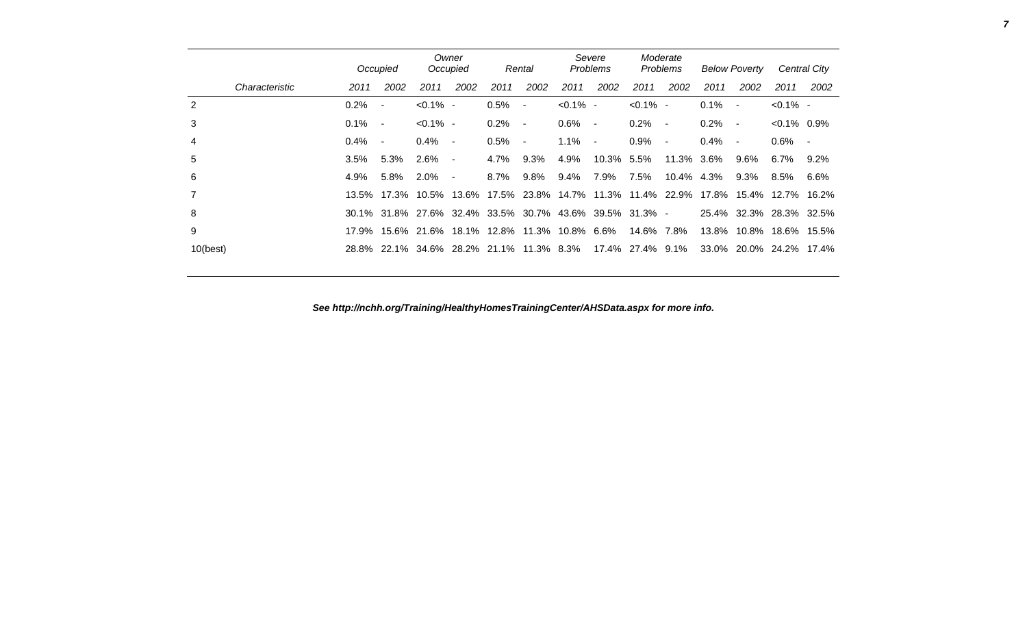| Characteristic | Occupied | | Owner Occupied | | Rental | | Severe Problems | | Moderate Problems | | Below Poverty | | Central City | |
|---|---|---|---|---|---|---|---|---|---|---|---|---|---|---|
| | 2011 | 2002 | 2011 | 2002 | 2011 | 2002 | 2011 | 2002 | 2011 | 2002 | 2011 | 2002 | 2011 | 2002 |
| 2 | 0.2% | - | <0.1% | - | 0.5% | - | <0.1% | - | <0.1% | - | 0.1% | - | <0.1% | - |
| 3 | 0.1% | - | <0.1% | - | 0.2% | - | 0.6% | - | 0.2% | - | 0.2% | - | <0.1% | 0.9% |
| 4 | 0.4% | - | 0.4% | - | 0.5% | - | 1.1% | - | 0.9% | - | 0.4% | - | 0.6% | - |
| 5 | 3.5% | 5.3% | 2.6% | - | 4.7% | 9.3% | 4.9% | 10.3% | 5.5% | 11.3% | 3.6% | 9.6% | 6.7% | 9.2% |
| 6 | 4.9% | 5.8% | 2.0% | - | 8.7% | 9.8% | 9.4% | 7.9% | 7.5% | 10.4% | 4.3% | 9.3% | 8.5% | 6.6% |
| 7 | 13.5% | 17.3% | 10.5% | 13.6% | 17.5% | 23.8% | 14.7% | 11.3% | 11.4% | 22.9% | 17.8% | 15.4% | 12.7% | 16.2% |
| 8 | 30.1% | 31.8% | 27.6% | 32.4% | 33.5% | 30.7% | 43.6% | 39.5% | 31.3% | - | 25.4% | 32.3% | 28.3% | 32.5% |
| 9 | 17.9% | 15.6% | 21.6% | 18.1% | 12.8% | 11.3% | 10.8% | 6.6% | 14.6% | 7.8% | 13.8% | 10.8% | 18.6% | 15.5% |
| 10(best) | 28.8% | 22.1% | 34.6% | 28.2% | 21.1% | 11.3% | 8.3% | 17.4% | 27.4% | 9.1% | 33.0% | 20.0% | 24.2% | 17.4% |

***See http://nchh.org/Training/HealthyHomesTrainingCenter/AHSData.aspx for more info.***